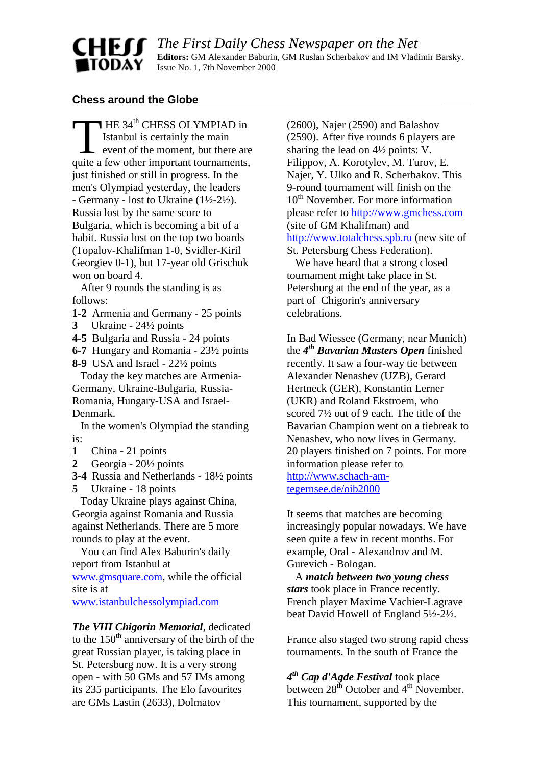# CHESS TODAY

*The First Daily Chess Newspaper on the Net*

**Editors:** GM Alexander Baburin, GM Ruslan Scherbakov and IM Vladimir Barsky. Issue No. 1, 7th November 2000

## Chess around the Globe

THE 34th CHESS OLYMPIAD in Istanbul is certainly the main event of the moment, but there are quite a few other important tournaments, just finished or still in progress. In the men's Olympiad yesterday, the leaders - Germany - lost to Ukraine (1½-2½). Russia lost by the same score to Bulgaria, which is becoming a bit of a habit. Russia lost on the top two boards (Topalov-Khalifman 1-0, Svidler-Kiril Georgiev 0-1), but 17-year old Grischuk won on board 4.

After 9 rounds the standing is as follows:

**1-2** Armenia and Germany - 25 points
**3** Ukraine - 24½ points
**4-5** Bulgaria and Russia - 24 points
**6-7** Hungary and Romania - 23½ points
**8-9** USA and Israel - 22½ points

Today the key matches are Armenia-Germany, Ukraine-Bulgaria, Russia-Romania, Hungary-USA and Israel-Denmark.

In the women's Olympiad the standing is:

**1** China - 21 points
**2** Georgia - 20½ points
**3-4** Russia and Netherlands - 18½ points
**5** Ukraine - 18 points

Today Ukraine plays against China, Georgia against Romania and Russia against Netherlands. There are 5 more rounds to play at the event.

You can find Alex Baburin's daily report from Istanbul at www.gmsquare.com, while the official site is at www.istanbulchessolympiad.com

***The VIII Chigorin Memorial***, dedicated to the 150th anniversary of the birth of the great Russian player, is taking place in St. Petersburg now. It is a very strong open - with 50 GMs and 57 IMs among its 235 participants. The Elo favourites are GMs Lastin (2633), Dolmatov (2600), Najer (2590) and Balashov (2590). After five rounds 6 players are sharing the lead on 4½ points: V. Filippov, A. Korotylev, M. Turov, E. Najer, Y. Ulko and R. Scherbakov. This 9-round tournament will finish on the 10th November. For more information please refer to http://www.gmchess.com (site of GM Khalifman) and http://www.totalchess.spb.ru (new site of St. Petersburg Chess Federation).

We have heard that a strong closed tournament might take place in St. Petersburg at the end of the year, as a part of Chigorin's anniversary celebrations.

In Bad Wiessee (Germany, near Munich) the ***4th Bavarian Masters Open*** finished recently. It saw a four-way tie between Alexander Nenashev (UZB), Gerard Hertneck (GER), Konstantin Lerner (UKR) and Roland Ekstroem, who scored 7½ out of 9 each. The title of the Bavarian Champion went on a tiebreak to Nenashev, who now lives in Germany. 20 players finished on 7 points. For more information please refer to http://www.schach-am-tegernsee.de/oib2000

It seems that matches are becoming increasingly popular nowadays. We have seen quite a few in recent months. For example, Oral - Alexandrov and M. Gurevich - Bologan.

A ***match between two young chess stars*** took place in France recently. French player Maxime Vachier-Lagrave beat David Howell of England 5½-2½.

France also staged two strong rapid chess tournaments. In the south of France the

***4th Cap d'Agde Festival*** took place between 28th October and 4th November. This tournament, supported by the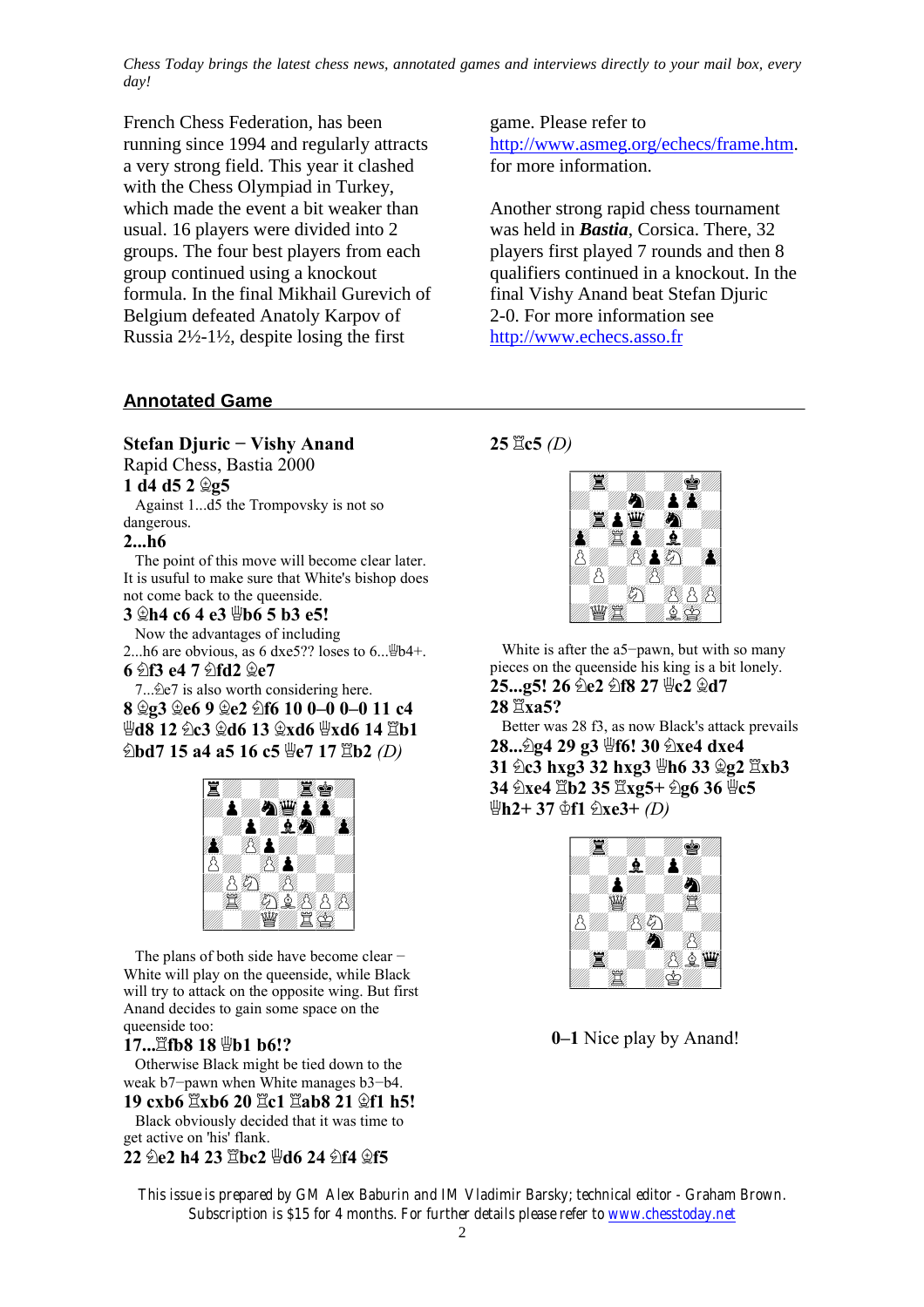*Chess Today brings the latest chess news, annotated games and interviews directly to your mail box, every day!*

French Chess Federation, has been running since 1994 and regularly attracts a very strong field. This year it clashed with the Chess Olympiad in Turkey, which made the event a bit weaker than usual. 16 players were divided into 2 groups. The four best players from each group continued using a knockout formula. In the final Mikhail Gurevich of Belgium defeated Anatoly Karpov of Russia 2½-1½, despite losing the first game. Please refer to http://www.asmeg.org/echecs/frame.htm. for more information.

Another strong rapid chess tournament was held in ***Bastia***, Corsica. There, 32 players first played 7 rounds and then 8 qualifiers continued in a knockout. In the final Vishy Anand beat Stefan Djuric 2-0. For more information see http://www.echecs.asso.fr

## Annotated Game

**Stefan Djuric − Vishy Anand**
Rapid Chess, Bastia 2000

**1 d4 d5 2 ♗g5**

Against 1...d5 the Trompovsky is not so dangerous.

**2...h6**

The point of this move will become clear later. It is usuful to make sure that White's bishop does not come back to the queenside.

**3 ♗h4 c6 4 e3 ♕b6 5 b3 e5!**

Now the advantages of including 2...h6 are obvious, as 6 dxe5?? loses to 6...♕b4+.

**6 ♘f3 e4 7 ♘fd2 ♗e7**

7...♘e7 is also worth considering here.

**8 ♗g3 ♗e6 9 ♗e2 ♘f6 10 0–0 0–0 11 c4 ♕d8 12 ♘c3 ♗d6 13 ♗xd6 ♕xd6 14 ♖b1 ♘bd7 15 a4 a5 16 c5 ♕e7 17 ♖b2** *(D)*

The plans of both side have become clear − White will play on the queenside, while Black will try to attack on the opposite wing. But first Anand decides to gain some space on the queenside too:

**17...♖fb8 18 ♕b1 b6!?**

Otherwise Black might be tied down to the weak b7−pawn when White manages b3−b4.

**19 cxb6 ♖xb6 20 ♖c1 ♖ab8 21 ♗f1 h5!**

Black obviously decided that it was time to get active on 'his' flank.

**22 ♘e2 h4 23 ♖bc2 ♕d6 24 ♘f4 ♗f5**

**25 ♖c5** *(D)*

White is after the a5−pawn, but with so many pieces on the queenside his king is a bit lonely.

**25...g5! 26 ♘e2 ♘f8 27 ♕c2 ♗d7**

**28 ♖xa5?**

Better was 28 f3, as now Black's attack prevails

**28...♘g4 29 g3 ♕f6! 30 ♘xe4 dxe4**

**31 ♘c3 hxg3 32 hxg3 ♕h6 33 ♗g2 ♖xb3 34 ♘xe4 ♖b2 35 ♖xg5+ ♘g6 36 ♕c5 ♕h2+ 37 ♔f1 ♘xe3+** *(D)*

**0–1** Nice play by Anand!

This issue is prepared by GM Alex Baburin and IM Vladimir Barsky; technical editor - Graham Brown. Subscription is $15 for 4 months. For further details please refer to www.chesstoday.net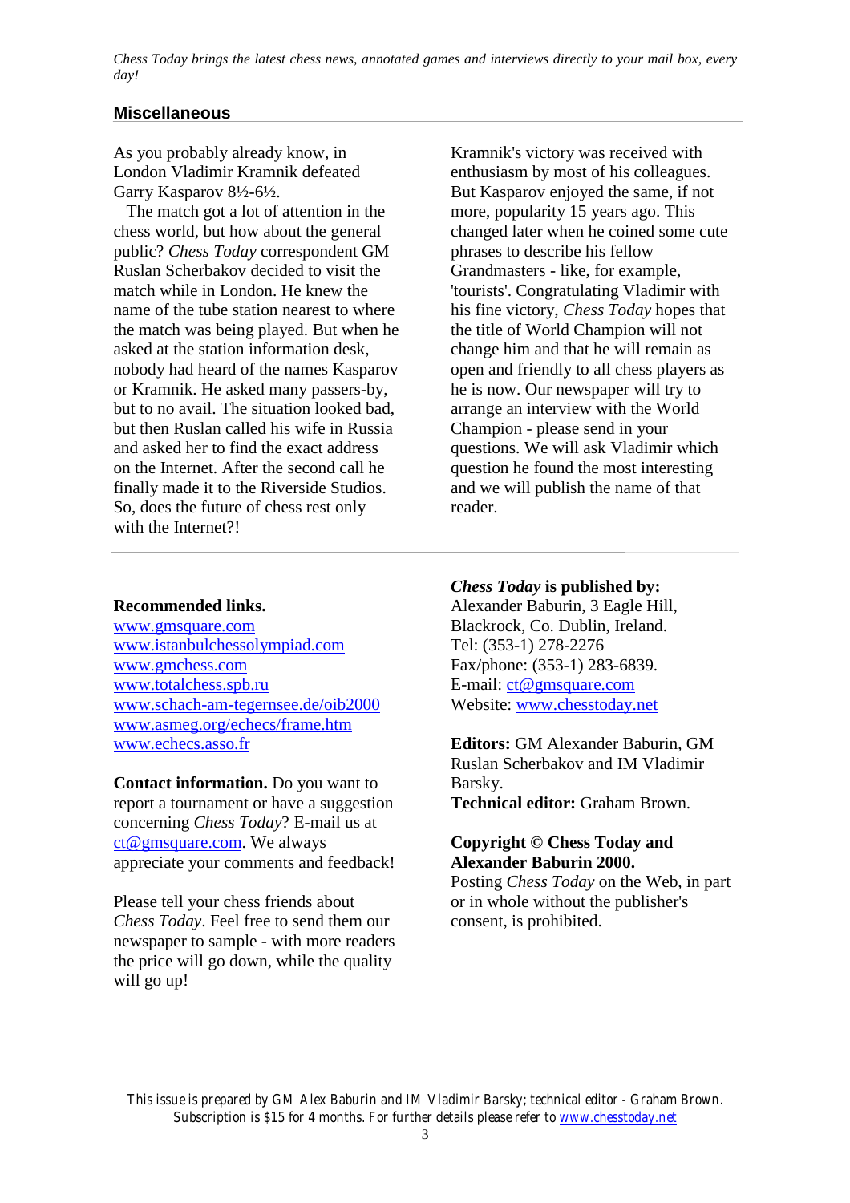*Chess Today brings the latest chess news, annotated games and interviews directly to your mail box, every day!*

## Miscellaneous

As you probably already know, in London Vladimir Kramnik defeated Garry Kasparov 8½-6½.

The match got a lot of attention in the chess world, but how about the general public? *Chess Today* correspondent GM Ruslan Scherbakov decided to visit the match while in London. He knew the name of the tube station nearest to where the match was being played. But when he asked at the station information desk, nobody had heard of the names Kasparov or Kramnik. He asked many passers-by, but to no avail. The situation looked bad, but then Ruslan called his wife in Russia and asked her to find the exact address on the Internet. After the second call he finally made it to the Riverside Studios. So, does the future of chess rest only with the Internet?!

Kramnik's victory was received with enthusiasm by most of his colleagues. But Kasparov enjoyed the same, if not more, popularity 15 years ago. This changed later when he coined some cute phrases to describe his fellow Grandmasters - like, for example, 'tourists'. Congratulating Vladimir with his fine victory, *Chess Today* hopes that the title of World Champion will not change him and that he will remain as open and friendly to all chess players as he is now. Our newspaper will try to arrange an interview with the World Champion - please send in your questions. We will ask Vladimir which question he found the most interesting and we will publish the name of that reader.

---

**Recommended links.**

www.gmsquare.com
www.istanbulchessolympiad.com
www.gmchess.com
www.totalchess.spb.ru
www.schach-am-tegernsee.de/oib2000
www.asmeg.org/echecs/frame.htm
www.echecs.asso.fr

**Contact information.** Do you want to report a tournament or have a suggestion concerning *Chess Today*? E-mail us at ct@gmsquare.com. We always appreciate your comments and feedback!

Please tell your chess friends about *Chess Today*. Feel free to send them our newspaper to sample - with more readers the price will go down, while the quality will go up!

***Chess Today* is published by:**
Alexander Baburin, 3 Eagle Hill, Blackrock, Co. Dublin, Ireland.
Tel: (353-1) 278-2276
Fax/phone: (353-1) 283-6839.
E-mail: ct@gmsquare.com
Website: www.chesstoday.net

**Editors:** GM Alexander Baburin, GM Ruslan Scherbakov and IM Vladimir Barsky.
**Technical editor:** Graham Brown.

**Copyright © Chess Today and Alexander Baburin 2000.**
Posting *Chess Today* on the Web, in part or in whole without the publisher's consent, is prohibited.

This issue is prepared by GM Alex Baburin and IM Vladimir Barsky; technical editor - Graham Brown.
Subscription is $15 for 4 months. For further details please refer to www.chesstoday.net